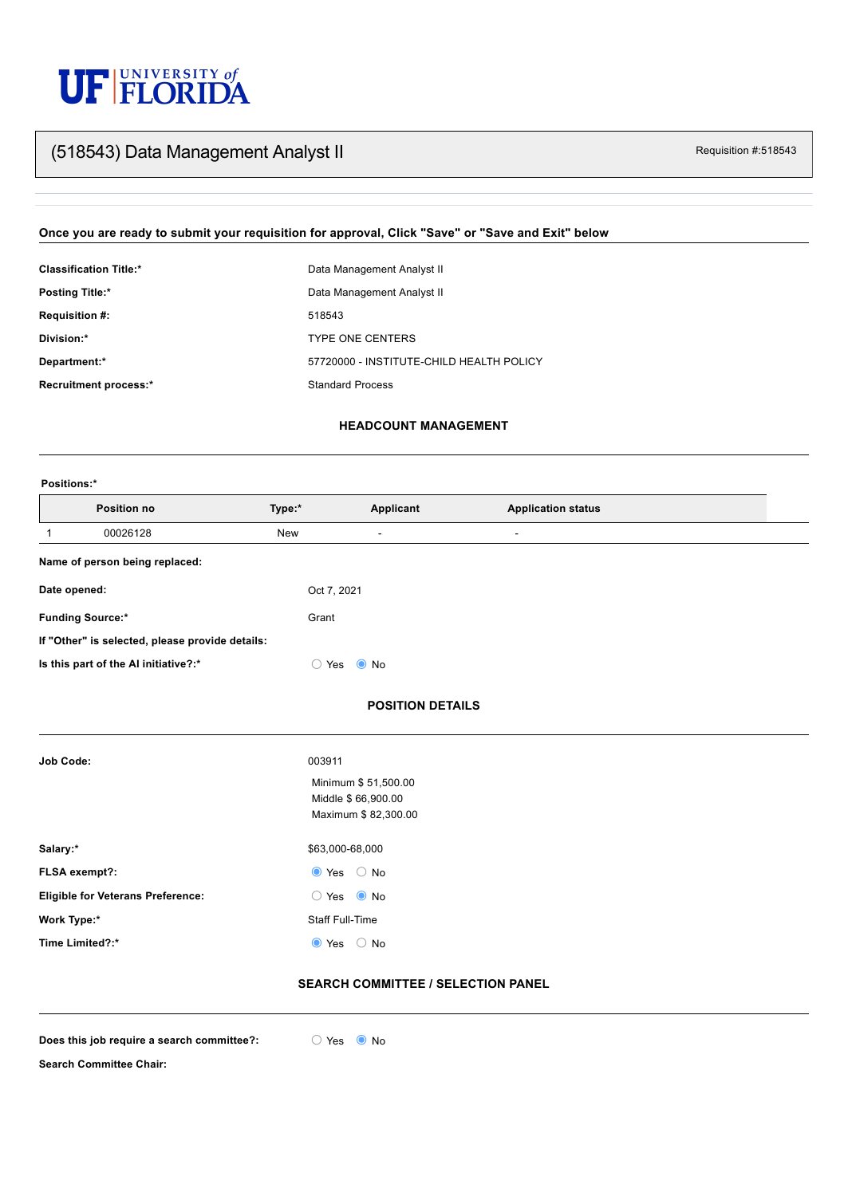UF | UNIVERSITY of FLORIDA

# (518543) Data Management Analyst II

Requisition #:518543

**Once you are ready to submit your requisition for approval, Click "Save" or "Save and Exit" below**

| | |
|---|---|
| **Classification Title:*** | Data Management Analyst II |
| **Posting Title:*** | Data Management Analyst II |
| **Requisition #:** | 518543 |
| **Division:*** | TYPE ONE CENTERS |
| **Department:*** | 57720000 - INSTITUTE-CHILD HEALTH POLICY |
| **Recruitment process:*** | Standard Process |

## HEADCOUNT MANAGEMENT

**Positions:***

| | Position no | Type:* | Applicant | Application status |
|---|---|---|---|---|
| 1 | 00026128 | New | - | - |

| | |
|---|---|
| **Name of person being replaced:** | |
| **Date opened:** | Oct 7, 2021 |
| **Funding Source:*** | Grant |
| **If "Other" is selected, please provide details:** | |
| **Is this part of the AI initiative?:*** | ○ Yes ◉ No |

## POSITION DETAILS

| | |
|---|---|
| **Job Code:** | 003911<br>Minimum $ 51,500.00<br>Middle $ 66,900.00<br>Maximum $ 82,300.00 |
| **Salary:*** | $63,000-68,000 |
| **FLSA exempt?:** | ◉ Yes ○ No |
| **Eligible for Veterans Preference:** | ○ Yes ◉ No |
| **Work Type:*** | Staff Full-Time |
| **Time Limited?:*** | ◉ Yes ○ No |

## SEARCH COMMITTEE / SELECTION PANEL

| | |
|---|---|
| **Does this job require a search committee?:** | ○ Yes ◉ No |
| **Search Committee Chair:** | |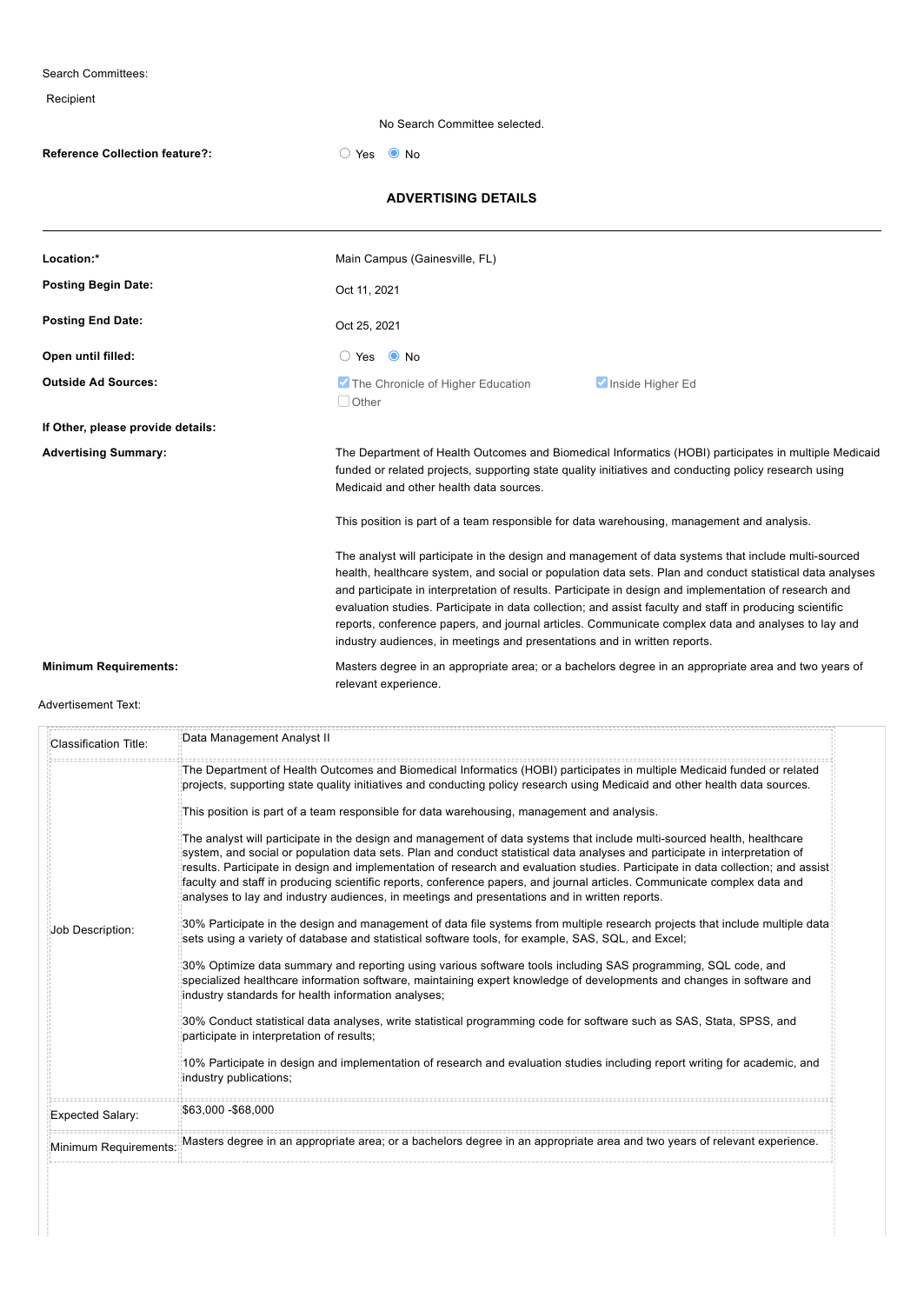Search Committees:

Recipient

No Search Committee selected.

**Reference Collection feature?:** ○ Yes ◉ No

## ADVERTISING DETAILS

---

**Location:*** Main Campus (Gainesville, FL)

**Posting Begin Date:** Oct 11, 2021

**Posting End Date:** Oct 25, 2021

**Open until filled:** ○ Yes ◉ No

**Outside Ad Sources:** ☑ The Chronicle of Higher Education ☑ Inside Higher Ed ☐ Other

**If Other, please provide details:**

**Advertising Summary:**

The Department of Health Outcomes and Biomedical Informatics (HOBI) participates in multiple Medicaid funded or related projects, supporting state quality initiatives and conducting policy research using Medicaid and other health data sources.

This position is part of a team responsible for data warehousing, management and analysis.

The analyst will participate in the design and management of data systems that include multi-sourced health, healthcare system, and social or population data sets. Plan and conduct statistical data analyses and participate in interpretation of results. Participate in design and implementation of research and evaluation studies. Participate in data collection; and assist faculty and staff in producing scientific reports, conference papers, and journal articles. Communicate complex data and analyses to lay and industry audiences, in meetings and presentations and in written reports.

**Minimum Requirements:** Masters degree in an appropriate area; or a bachelors degree in an appropriate area and two years of relevant experience.

Advertisement Text:

| | |
|---|---|
| Classification Title: | Data Management Analyst II |
| Job Description: | The Department of Health Outcomes and Biomedical Informatics (HOBI) participates in multiple Medicaid funded or related projects, supporting state quality initiatives and conducting policy research using Medicaid and other health data sources.<br><br>This position is part of a team responsible for data warehousing, management and analysis.<br><br>The analyst will participate in the design and management of data systems that include multi-sourced health, healthcare system, and social or population data sets. Plan and conduct statistical data analyses and participate in interpretation of results. Participate in design and implementation of research and evaluation studies. Participate in data collection; and assist faculty and staff in producing scientific reports, conference papers, and journal articles. Communicate complex data and analyses to lay and industry audiences, in meetings and presentations and in written reports.<br><br>30% Participate in the design and management of data file systems from multiple research projects that include multiple data sets using a variety of database and statistical software tools, for example, SAS, SQL, and Excel;<br><br>30% Optimize data summary and reporting using various software tools including SAS programming, SQL code, and specialized healthcare information software, maintaining expert knowledge of developments and changes in software and industry standards for health information analyses;<br><br>30% Conduct statistical data analyses, write statistical programming code for software such as SAS, Stata, SPSS, and participate in interpretation of results;<br><br>10% Participate in design and implementation of research and evaluation studies including report writing for academic, and industry publications; |
| Expected Salary: | $63,000 -$68,000 |
| Minimum Requirements: | Masters degree in an appropriate area; or a bachelors degree in an appropriate area and two years of relevant experience. |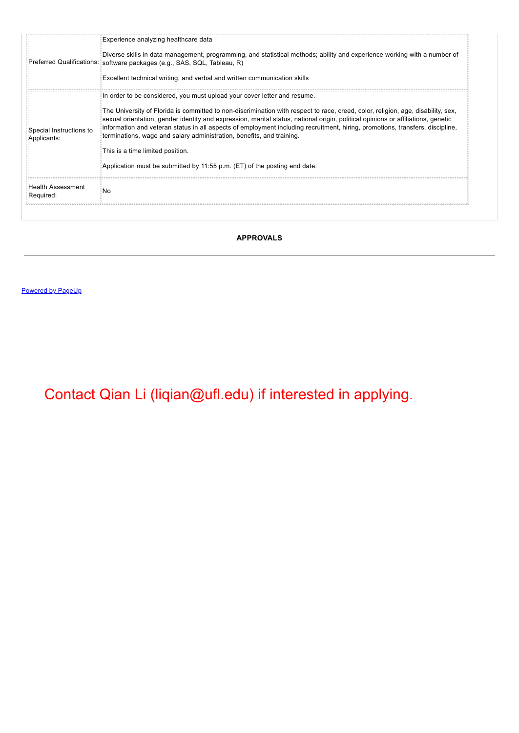| | |
|---|---|
| Preferred Qualifications: | Experience analyzing healthcare data<br><br>Diverse skills in data management, programming, and statistical methods; ability and experience working with a number of software packages (e.g., SAS, SQL, Tableau, R)<br><br>Excellent technical writing, and verbal and written communication skills |
| Special Instructions to Applicants: | In order to be considered, you must upload your cover letter and resume.<br><br>The University of Florida is committed to non-discrimination with respect to race, creed, color, religion, age, disability, sex, sexual orientation, gender identity and expression, marital status, national origin, political opinions or affiliations, genetic information and veteran status in all aspects of employment including recruitment, hiring, promotions, transfers, discipline, terminations, wage and salary administration, benefits, and training.<br><br>This is a time limited position.<br><br>Application must be submitted by 11:55 p.m. (ET) of the posting end date. |
| Health Assessment Required: | No |

**APPROVALS**

---

Powered by PageUp

Contact Qian Li (liqian@ufl.edu) if interested in applying.